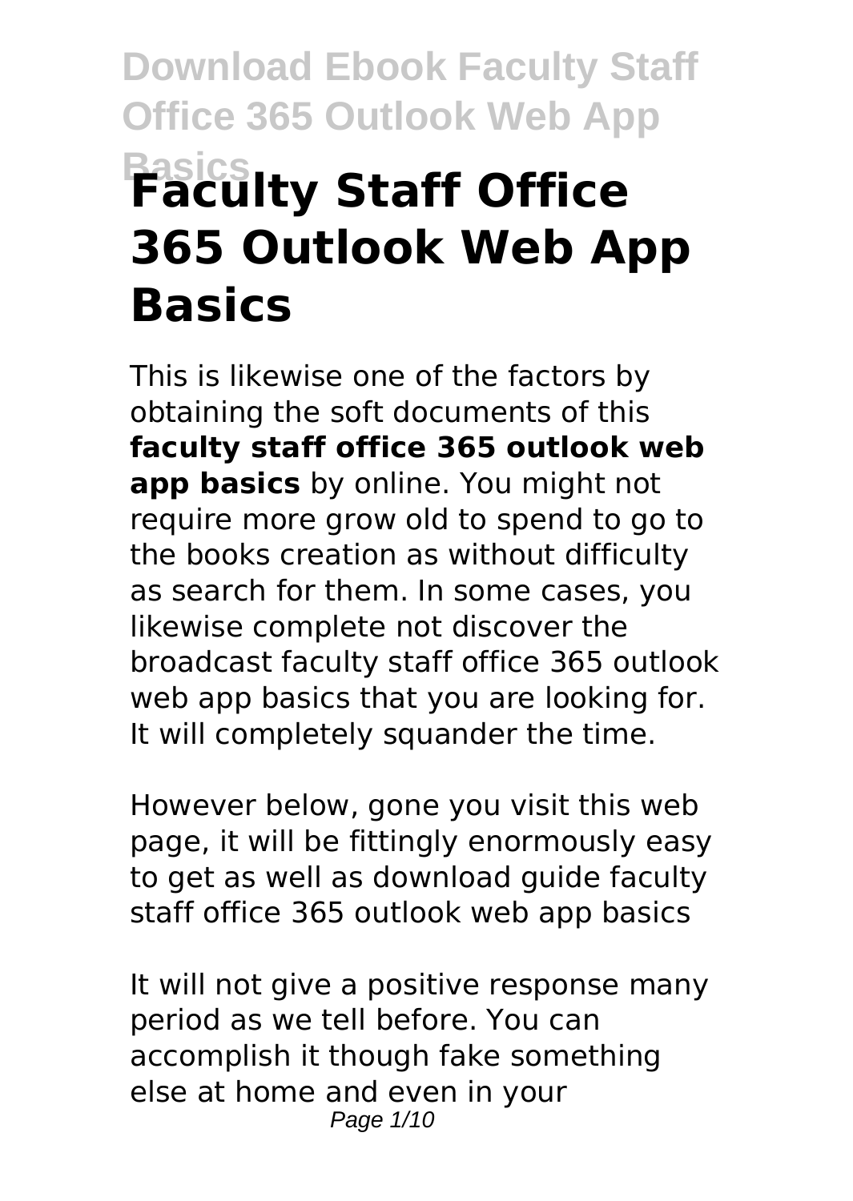# Faculty Staff Office 365 Outlook Web App Basics

This is likewise one of the factors by obtaining the soft documents of this **faculty staff office 365 outlook web app basics** by online. You might not require more grow old to spend to go to the books creation as without difficulty as search for them. In some cases, you likewise complete not discover the broadcast faculty staff office 365 outlook web app basics that you are looking for. It will completely squander the time.

However below, gone you visit this web page, it will be fittingly enormously easy to get as well as download guide faculty staff office 365 outlook web app basics

It will not give a positive response many period as we tell before. You can accomplish it though fake something else at home and even in your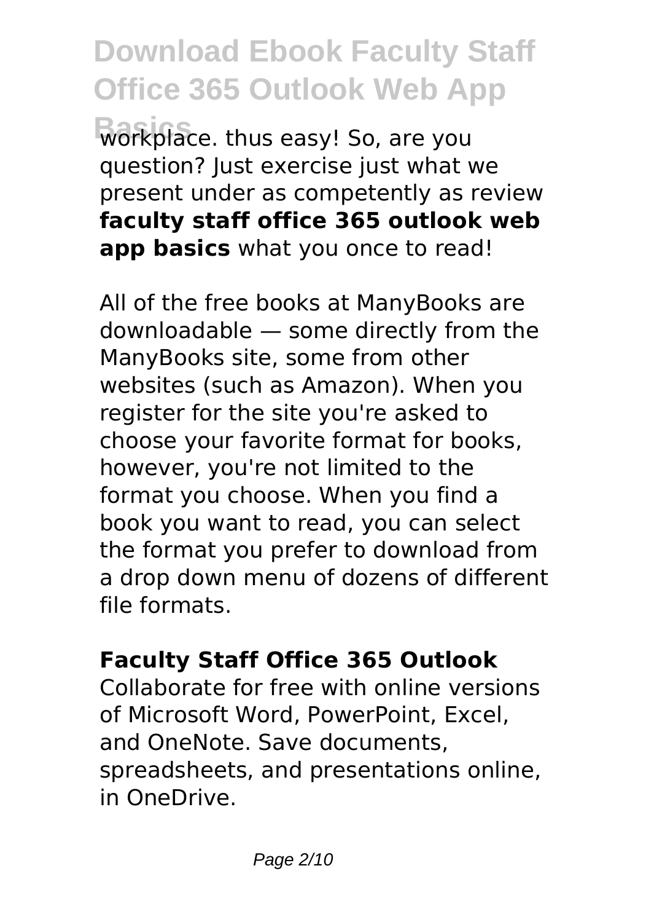workplace. thus easy! So, are you question? Just exercise just what we present under as competently as review **faculty staff office 365 outlook web app basics** what you once to read!

All of the free books at ManyBooks are downloadable — some directly from the ManyBooks site, some from other websites (such as Amazon). When you register for the site you're asked to choose your favorite format for books, however, you're not limited to the format you choose. When you find a book you want to read, you can select the format you prefer to download from a drop down menu of dozens of different file formats.

## Faculty Staff Office 365 Outlook

Collaborate for free with online versions of Microsoft Word, PowerPoint, Excel, and OneNote. Save documents, spreadsheets, and presentations online, in OneDrive.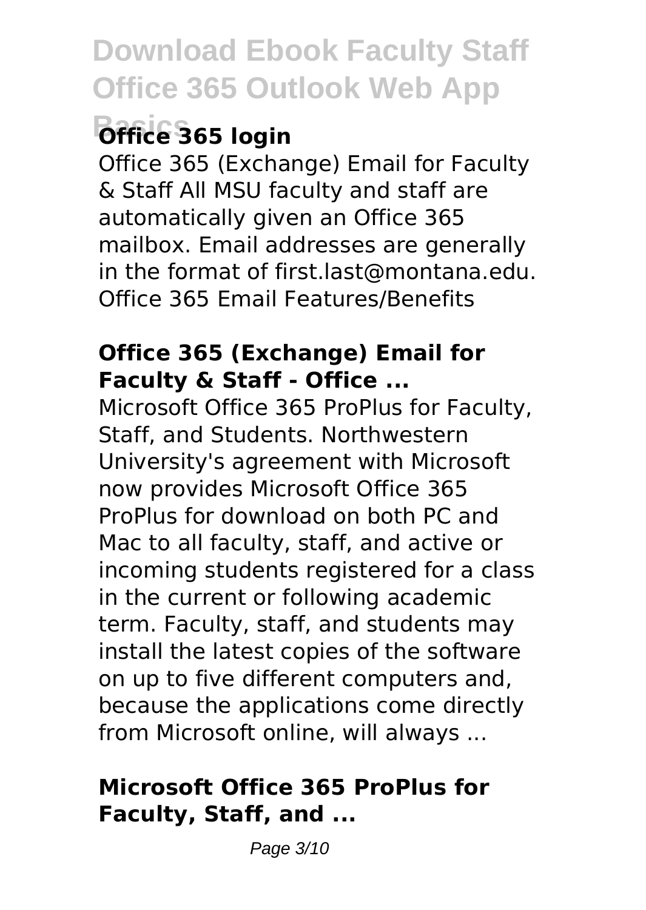## Office 365 login

Office 365 (Exchange) Email for Faculty & Staff All MSU faculty and staff are automatically given an Office 365 mailbox. Email addresses are generally in the format of first.last@montana.edu. Office 365 Email Features/Benefits

### Office 365 (Exchange) Email for Faculty & Staff - Office ...

Microsoft Office 365 ProPlus for Faculty, Staff, and Students. Northwestern University's agreement with Microsoft now provides Microsoft Office 365 ProPlus for download on both PC and Mac to all faculty, staff, and active or incoming students registered for a class in the current or following academic term. Faculty, staff, and students may install the latest copies of the software on up to five different computers and, because the applications come directly from Microsoft online, will always ...

### Microsoft Office 365 ProPlus for Faculty, Staff, and ...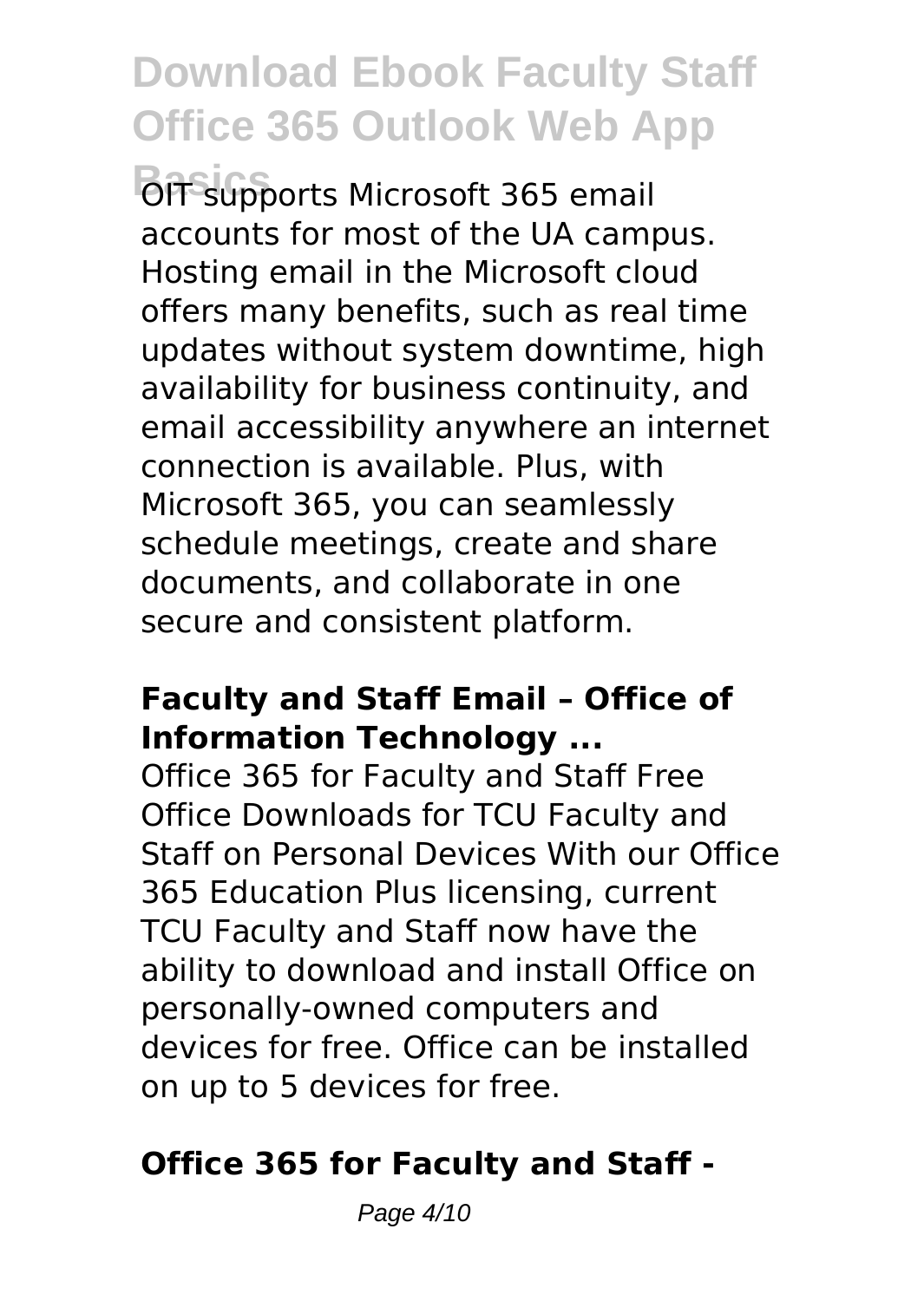OIT supports Microsoft 365 email accounts for most of the UA campus. Hosting email in the Microsoft cloud offers many benefits, such as real time updates without system downtime, high availability for business continuity, and email accessibility anywhere an internet connection is available. Plus, with Microsoft 365, you can seamlessly schedule meetings, create and share documents, and collaborate in one secure and consistent platform.

### Faculty and Staff Email – Office of Information Technology ...

Office 365 for Faculty and Staff Free Office Downloads for TCU Faculty and Staff on Personal Devices With our Office 365 Education Plus licensing, current TCU Faculty and Staff now have the ability to download and install Office on personally-owned computers and devices for free. Office can be installed on up to 5 devices for free.

### Office 365 for Faculty and Staff -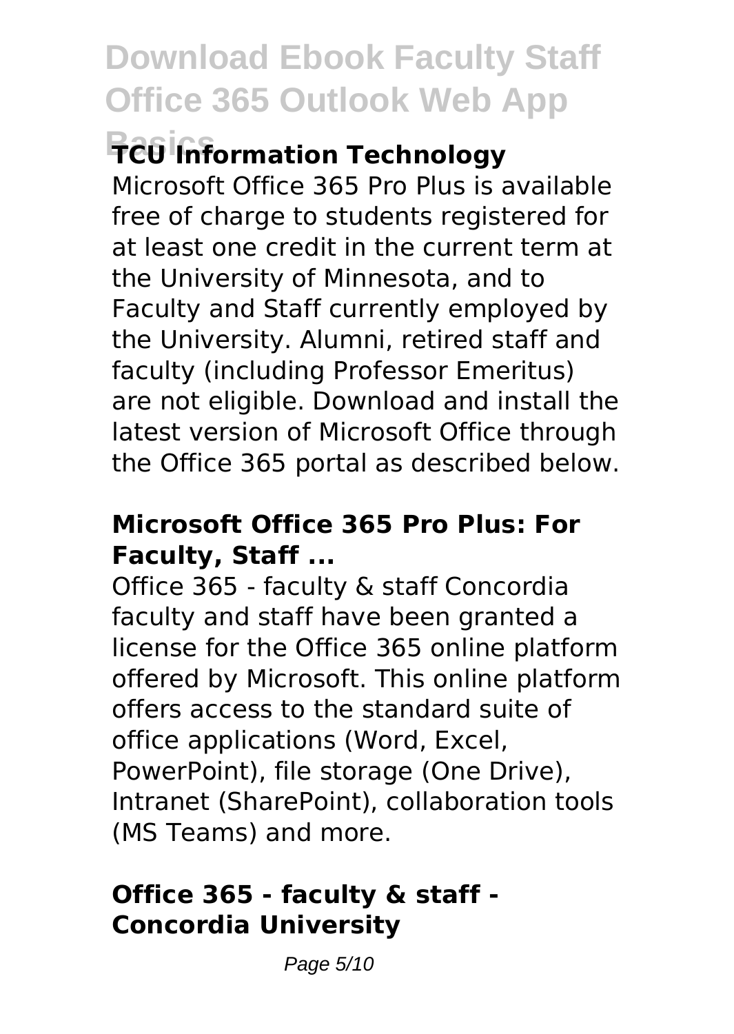### TCU Information Technology

Microsoft Office 365 Pro Plus is available free of charge to students registered for at least one credit in the current term at the University of Minnesota, and to Faculty and Staff currently employed by the University. Alumni, retired staff and faculty (including Professor Emeritus) are not eligible. Download and install the latest version of Microsoft Office through the Office 365 portal as described below.

### Microsoft Office 365 Pro Plus: For Faculty, Staff ...

Office 365 - faculty & staff Concordia faculty and staff have been granted a license for the Office 365 online platform offered by Microsoft. This online platform offers access to the standard suite of office applications (Word, Excel, PowerPoint), file storage (One Drive), Intranet (SharePoint), collaboration tools (MS Teams) and more.

### Office 365 - faculty & staff - Concordia University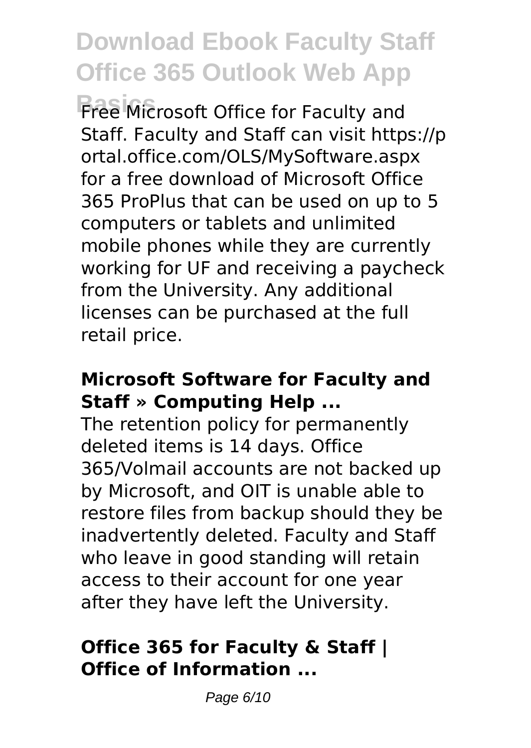Free Microsoft Office for Faculty and Staff. Faculty and Staff can visit https://portal.office.com/OLS/MySoftware.aspx for a free download of Microsoft Office 365 ProPlus that can be used on up to 5 computers or tablets and unlimited mobile phones while they are currently working for UF and receiving a paycheck from the University. Any additional licenses can be purchased at the full retail price.

**Microsoft Software for Faculty and Staff » Computing Help ...**

The retention policy for permanently deleted items is 14 days. Office 365/Volmail accounts are not backed up by Microsoft, and OIT is unable able to restore files from backup should they be inadvertently deleted. Faculty and Staff who leave in good standing will retain access to their account for one year after they have left the University.

**Office 365 for Faculty & Staff | Office of Information ...**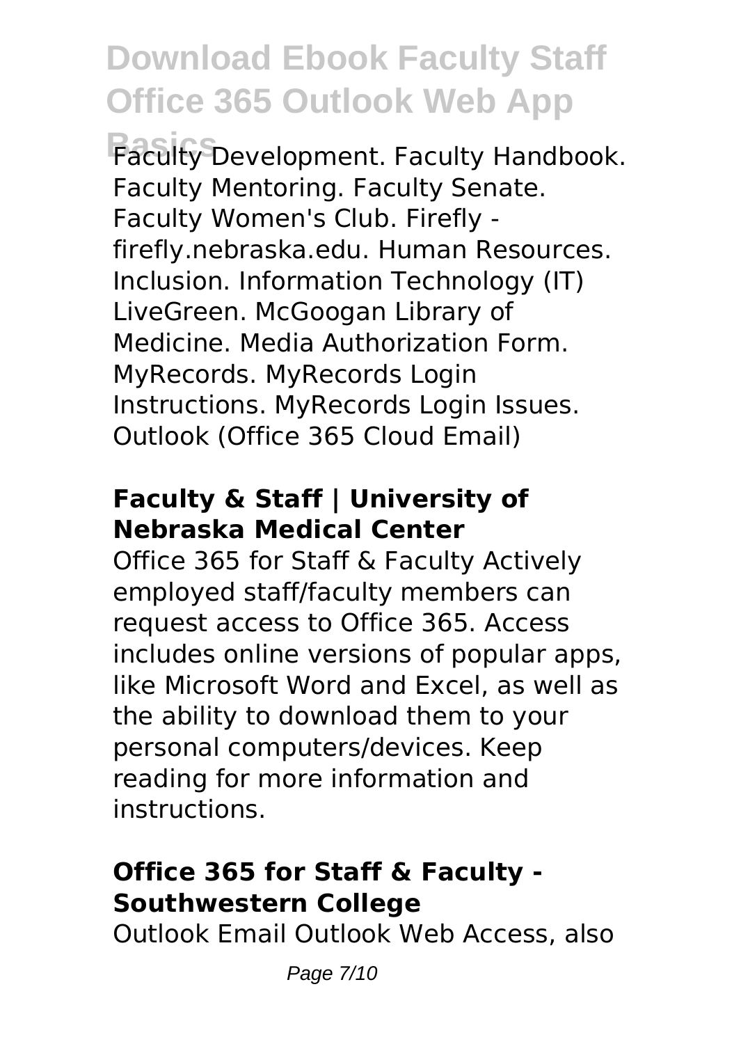Faculty Development. Faculty Handbook. Faculty Mentoring. Faculty Senate. Faculty Women's Club. Firefly - firefly.nebraska.edu. Human Resources. Inclusion. Information Technology (IT) LiveGreen. McGoogan Library of Medicine. Media Authorization Form. MyRecords. MyRecords Login Instructions. MyRecords Login Issues. Outlook (Office 365 Cloud Email)

## Faculty & Staff | University of Nebraska Medical Center

Office 365 for Staff & Faculty Actively employed staff/faculty members can request access to Office 365. Access includes online versions of popular apps, like Microsoft Word and Excel, as well as the ability to download them to your personal computers/devices. Keep reading for more information and instructions.

## Office 365 for Staff & Faculty - Southwestern College

Outlook Email Outlook Web Access, also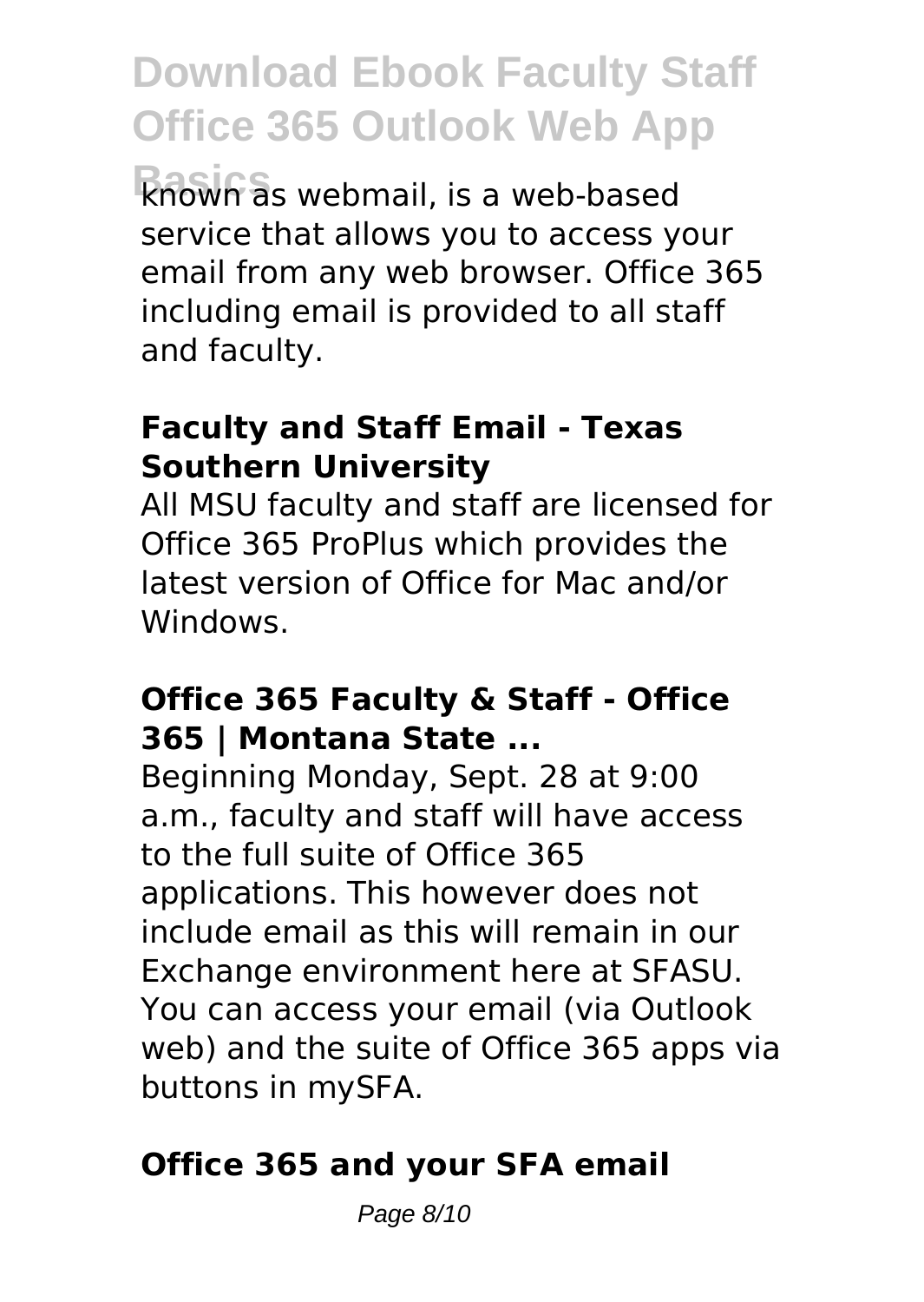known as webmail, is a web-based service that allows you to access your email from any web browser. Office 365 including email is provided to all staff and faculty.

### Faculty and Staff Email - Texas Southern University

All MSU faculty and staff are licensed for Office 365 ProPlus which provides the latest version of Office for Mac and/or Windows.

### Office 365 Faculty & Staff - Office 365 | Montana State ...

Beginning Monday, Sept. 28 at 9:00 a.m., faculty and staff will have access to the full suite of Office 365 applications. This however does not include email as this will remain in our Exchange environment here at SFASU. You can access your email (via Outlook web) and the suite of Office 365 apps via buttons in mySFA.

### Office 365 and your SFA email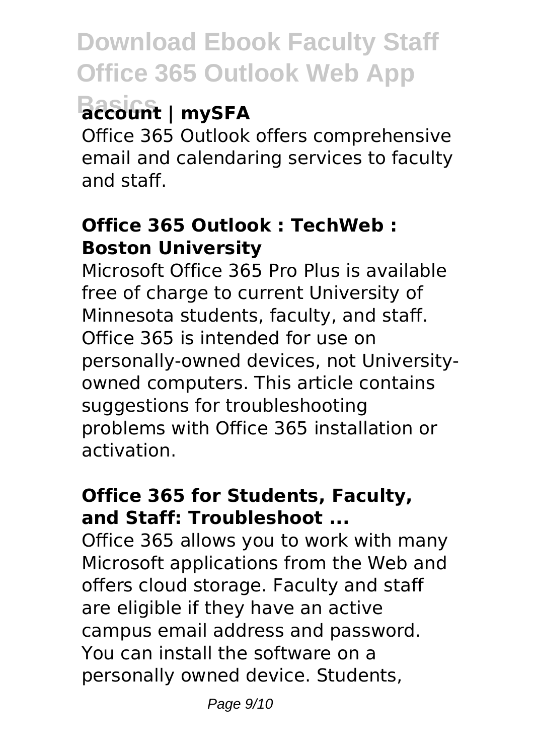### account | mySFA

Office 365 Outlook offers comprehensive email and calendaring services to faculty and staff.

### Office 365 Outlook : TechWeb : Boston University

Microsoft Office 365 Pro Plus is available free of charge to current University of Minnesota students, faculty, and staff. Office 365 is intended for use on personally-owned devices, not University-owned computers. This article contains suggestions for troubleshooting problems with Office 365 installation or activation.

### Office 365 for Students, Faculty, and Staff: Troubleshoot ...

Office 365 allows you to work with many Microsoft applications from the Web and offers cloud storage. Faculty and staff are eligible if they have an active campus email address and password. You can install the software on a personally owned device. Students,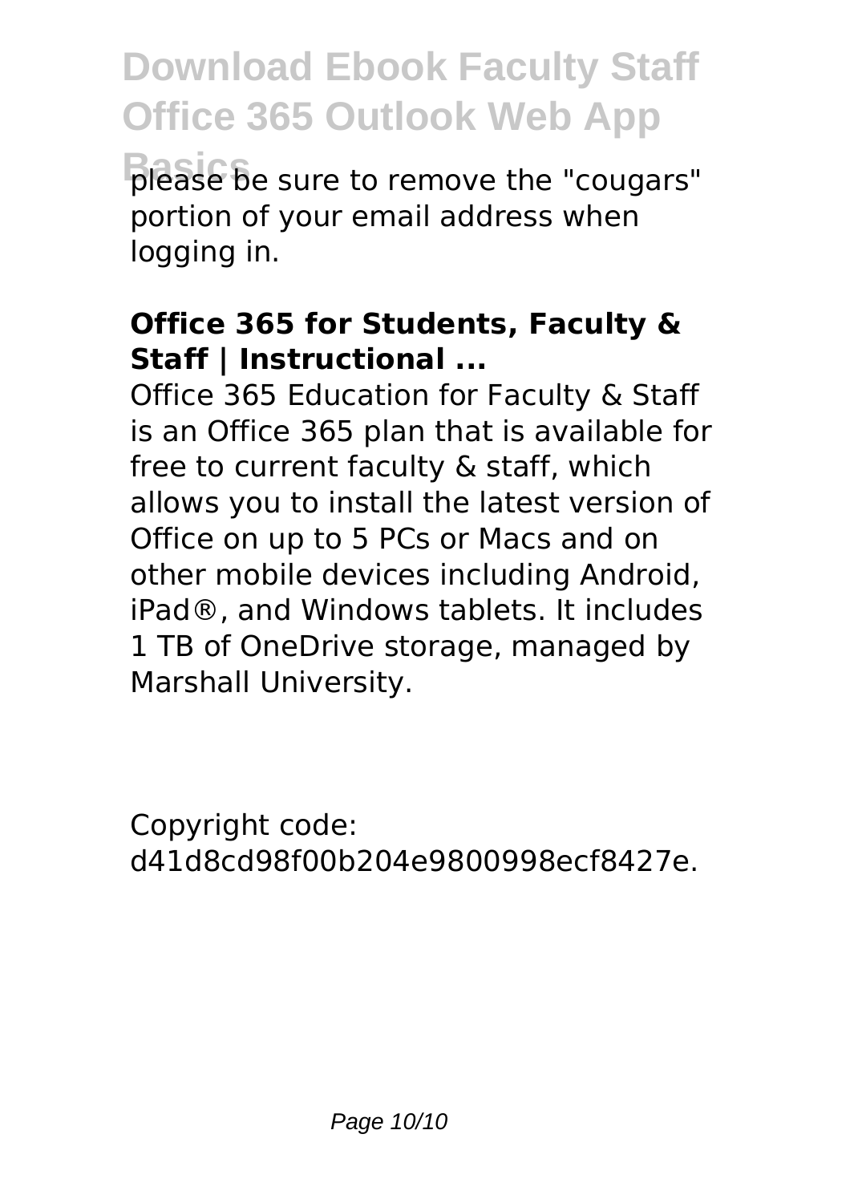please be sure to remove the "cougars" portion of your email address when logging in.

**Office 365 for Students, Faculty & Staff | Instructional ...**

Office 365 Education for Faculty & Staff is an Office 365 plan that is available for free to current faculty & staff, which allows you to install the latest version of Office on up to 5 PCs or Macs and on other mobile devices including Android, iPad®, and Windows tablets. It includes 1 TB of OneDrive storage, managed by Marshall University.

Copyright code: d41d8cd98f00b204e9800998ecf8427e.